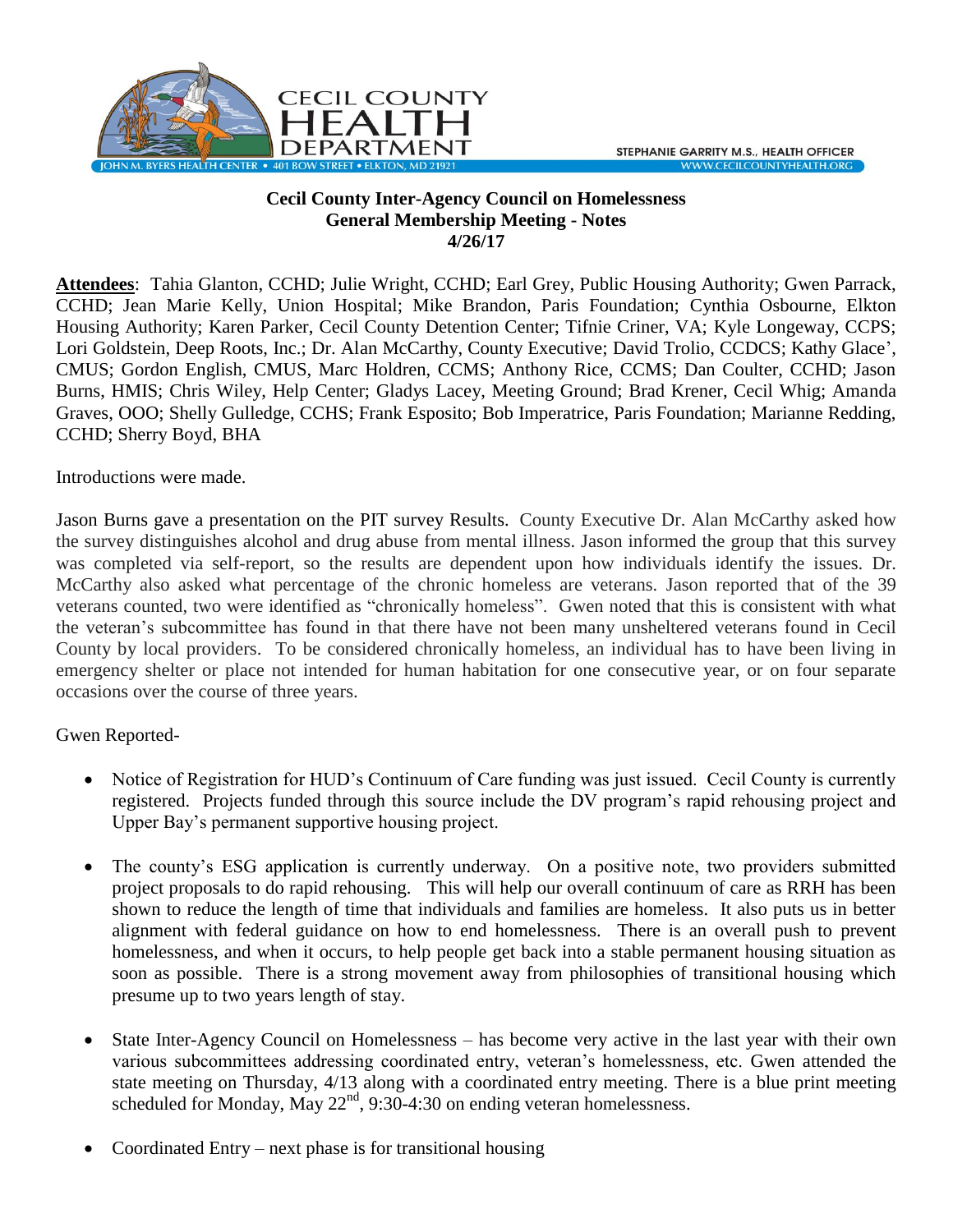CECIL COUNTY HEALTH DEPARTMENT

JOHN M. BYERS HEALTH CENTER • 401 BOW STREET • ELKTON, MD 21921

STEPHANIE GARRITY M.S., HEALTH OFFICER

WWW.CECILCOUNTYHEALTH.ORG

**Cecil County Inter-Agency Council on Homelessness**
**General Membership Meeting - Notes**
**4/26/17**

**Attendees**: Tahia Glanton, CCHD; Julie Wright, CCHD; Earl Grey, Public Housing Authority; Gwen Parrack, CCHD; Jean Marie Kelly, Union Hospital; Mike Brandon, Paris Foundation; Cynthia Osbourne, Elkton Housing Authority; Karen Parker, Cecil County Detention Center; Tifnie Criner, VA; Kyle Longeway, CCPS; Lori Goldstein, Deep Roots, Inc.; Dr. Alan McCarthy, County Executive; David Trolio, CCDCS; Kathy Glace', CMUS; Gordon English, CMUS, Marc Holdren, CCMS; Anthony Rice, CCMS; Dan Coulter, CCHD; Jason Burns, HMIS; Chris Wiley, Help Center; Gladys Lacey, Meeting Ground; Brad Krener, Cecil Whig; Amanda Graves, OOO; Shelly Gulledge, CCHS; Frank Esposito; Bob Imperatrice, Paris Foundation; Marianne Redding, CCHD; Sherry Boyd, BHA

Introductions were made.

Jason Burns gave a presentation on the PIT survey Results. County Executive Dr. Alan McCarthy asked how the survey distinguishes alcohol and drug abuse from mental illness. Jason informed the group that this survey was completed via self-report, so the results are dependent upon how individuals identify the issues. Dr. McCarthy also asked what percentage of the chronic homeless are veterans. Jason reported that of the 39 veterans counted, two were identified as "chronically homeless". Gwen noted that this is consistent with what the veteran's subcommittee has found in that there have not been many unsheltered veterans found in Cecil County by local providers. To be considered chronically homeless, an individual has to have been living in emergency shelter or place not intended for human habitation for one consecutive year, or on four separate occasions over the course of three years.

Gwen Reported-

- Notice of Registration for HUD's Continuum of Care funding was just issued. Cecil County is currently registered. Projects funded through this source include the DV program's rapid rehousing project and Upper Bay's permanent supportive housing project.

- The county's ESG application is currently underway. On a positive note, two providers submitted project proposals to do rapid rehousing. This will help our overall continuum of care as RRH has been shown to reduce the length of time that individuals and families are homeless. It also puts us in better alignment with federal guidance on how to end homelessness. There is an overall push to prevent homelessness, and when it occurs, to help people get back into a stable permanent housing situation as soon as possible. There is a strong movement away from philosophies of transitional housing which presume up to two years length of stay.

- State Inter-Agency Council on Homelessness – has become very active in the last year with their own various subcommittees addressing coordinated entry, veteran's homelessness, etc. Gwen attended the state meeting on Thursday, 4/13 along with a coordinated entry meeting. There is a blue print meeting scheduled for Monday, May 22nd, 9:30-4:30 on ending veteran homelessness.

- Coordinated Entry – next phase is for transitional housing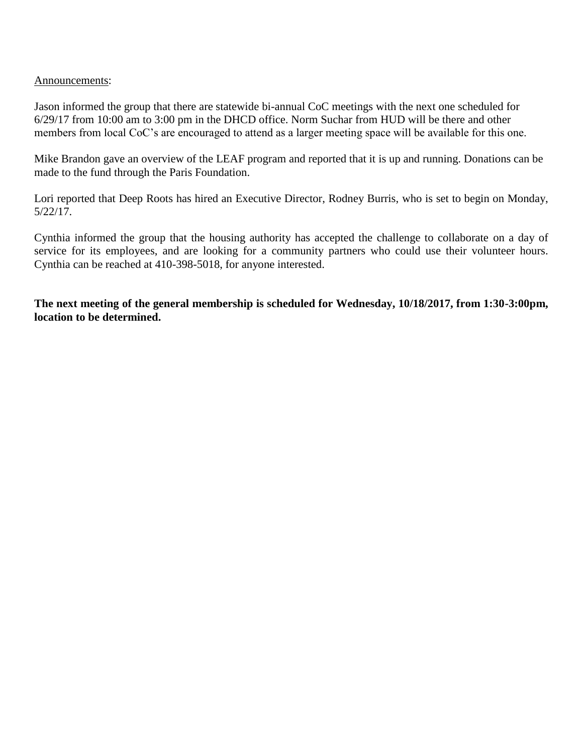Announcements:

Jason informed the group that there are statewide bi-annual CoC meetings with the next one scheduled for 6/29/17 from 10:00 am to 3:00 pm in the DHCD office. Norm Suchar from HUD will be there and other members from local CoC's are encouraged to attend as a larger meeting space will be available for this one.

Mike Brandon gave an overview of the LEAF program and reported that it is up and running. Donations can be made to the fund through the Paris Foundation.

Lori reported that Deep Roots has hired an Executive Director, Rodney Burris, who is set to begin on Monday, 5/22/17.

Cynthia informed the group that the housing authority has accepted the challenge to collaborate on a day of service for its employees, and are looking for a community partners who could use their volunteer hours. Cynthia can be reached at 410-398-5018, for anyone interested.

**The next meeting of the general membership is scheduled for Wednesday, 10/18/2017, from 1:30-3:00pm, location to be determined.**